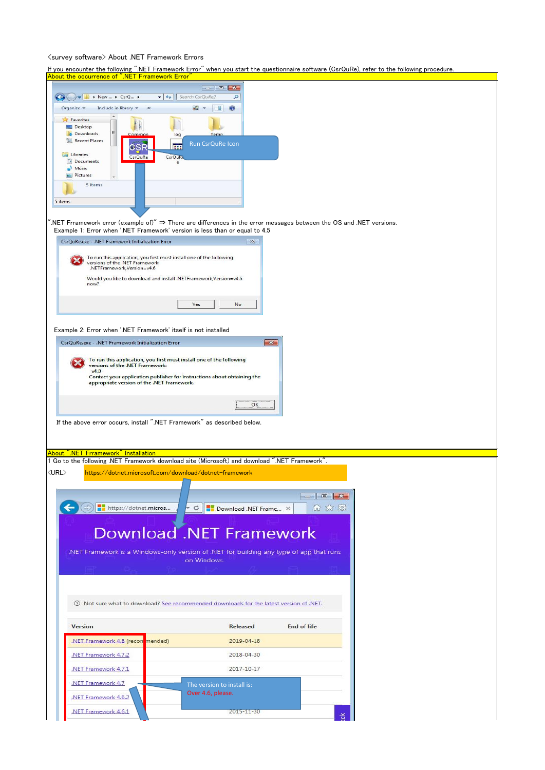<survey software> About .NET Framework Errors

If you encounter the following ".NET Framework Error" when you start the questionnaire software (CsrQuRe), refer to the following procedure.

**About the occurrence of ".NET Frramework Error"**

Run CsrQuRe Icon

".NET Frramework error (example of)" ⇒ There are differences in the error messages between the OS and .NET versions.

Example 1: Error when '.NET Framework' version is less than or equal to 4.5

Example 2: Error when '.NET Framework' itself is not installed

If the above error occurs, install ".NET Framework" as described below.

**About ".NET Frramework" Installation**

1 Go to the following .NET Framework download site (Microsoft) and download ".NET Framework".

<URL> https://dotnet.microsoft.com/download/dotnet-framework

The version to install is: Over 4.6, please.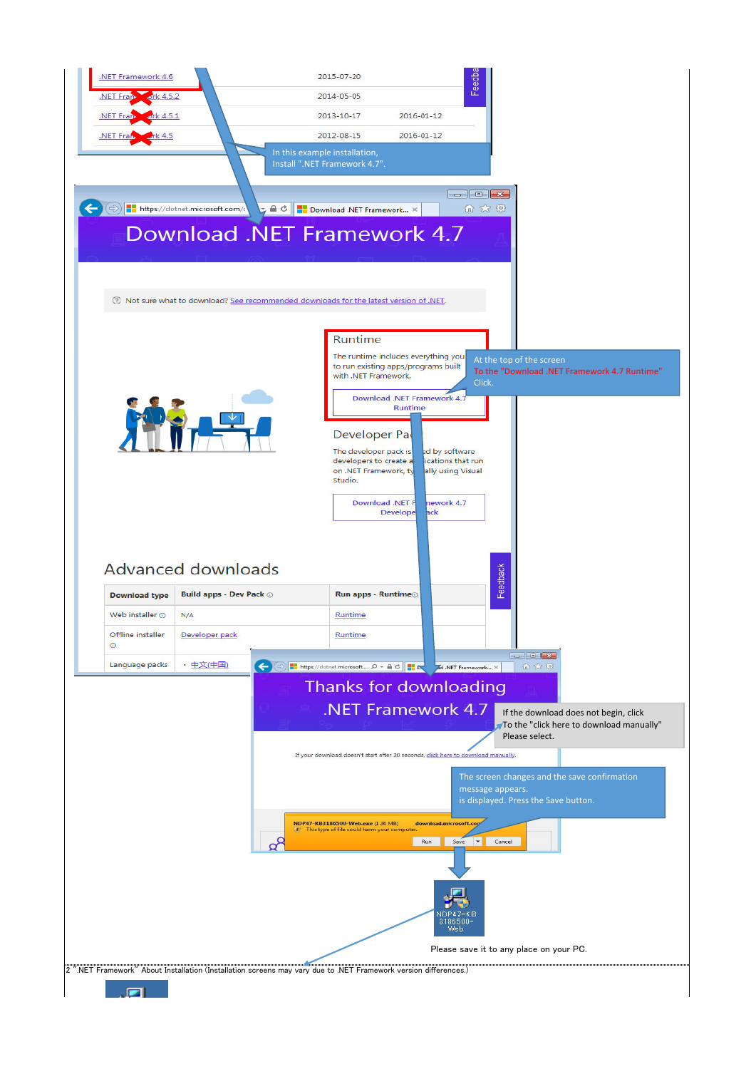| | | |
|---|---|---|
| .NET Framework 4.6 | 2015-07-20 | |
| .NET Framework 4.5.2 | 2014-05-05 | |
| .NET Framework 4.5.1 | 2013-10-17 | 2016-01-12 |
| .NET Framework 4.5 | 2012-08-15 | 2016-01-12 |

In this example installation, Install ".NET Framework 4.7".

# Download .NET Framework 4.7

Not sure what to download? See recommended downloads for the latest version of .NET.

## Runtime

The runtime includes everything you need to run existing apps/programs built with .NET Framework.

Download .NET Framework 4.7 Runtime

At the top of the screen
To the "Download .NET Framework 4.7 Runtime"
Click.

## Developer Pack

The developer pack is used by software developers to create applications that run on .NET Framework, typically using Visual Studio.

Download .NET Framework 4.7 Developer Pack

## Advanced downloads

| Download type | Build apps - Dev Pack | Run apps - Runtime |
|---|---|---|
| Web installer | N/A | Runtime |
| Offline installer | Developer pack | Runtime |
| Language packs | ・中文(中国) | |

# Thanks for downloading .NET Framework 4.7

If your download doesn't start after 30 seconds, click here to download manually.

If the download does not begin, click
To the "click here to download manually"
Please select.

The screen changes and the save confirmation message appears.
is displayed. Press the Save button.

NDP47-KB3186500-Web.exe (1.30 MB) download.microsoft.com
This type of file could harm your computer.
Run | Save | Cancel

NDP47-KB3186500-Web

Please save it to any place on your PC.

2 ".NET Framework" About Installation (Installation screens may vary due to .NET Framework version differences.)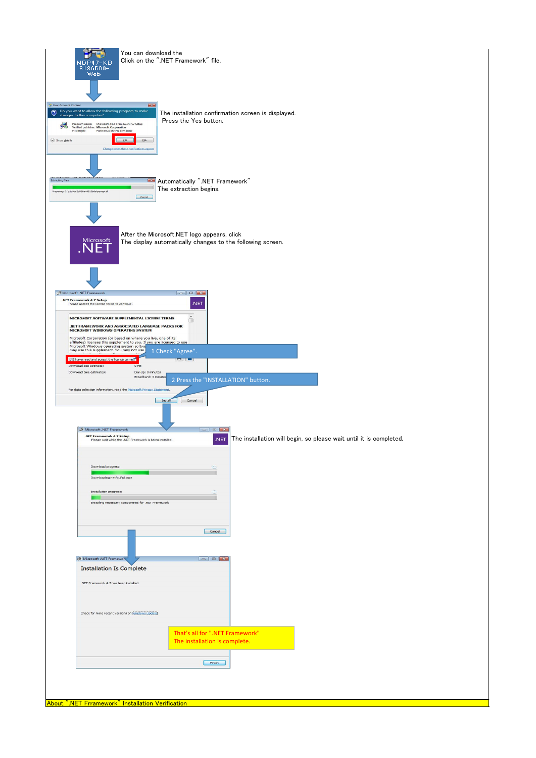NDP47-KB3186500-Web

You can download the
Click on the ".NET Framework" file.

The installation confirmation screen is displayed.
Press the Yes button.

Automatically ".NET Framework"
The extraction begins.

After the Microsoft.NET logo appears, click
The display automatically changes to the following screen.

1 Check "Agree".

2 Press the "INSTALLATION" button.

The installation will begin, so please wait until it is completed.

That's all for ".NET Framework"
The installation is complete.

About ".NET Frramework" Installation Verification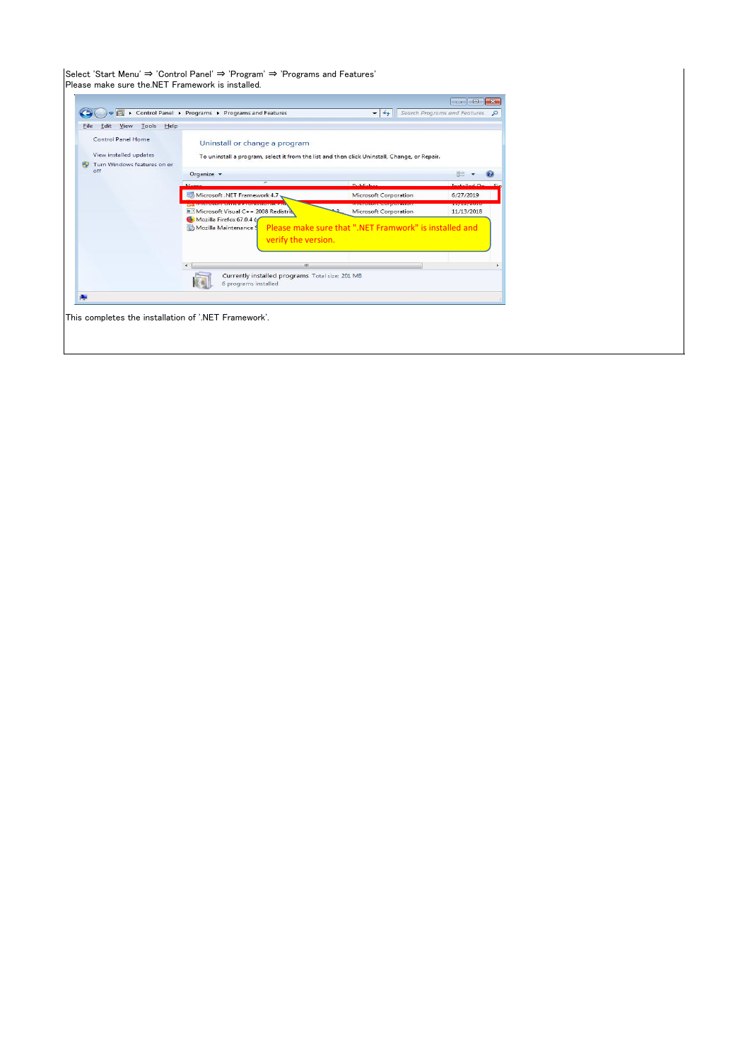Select 'Start Menu' ⇒ 'Control Panel' ⇒ 'Program' ⇒ 'Programs and Features'
Please make sure the.NET Framework is installed.

This completes the installation of '.NET Framework'.